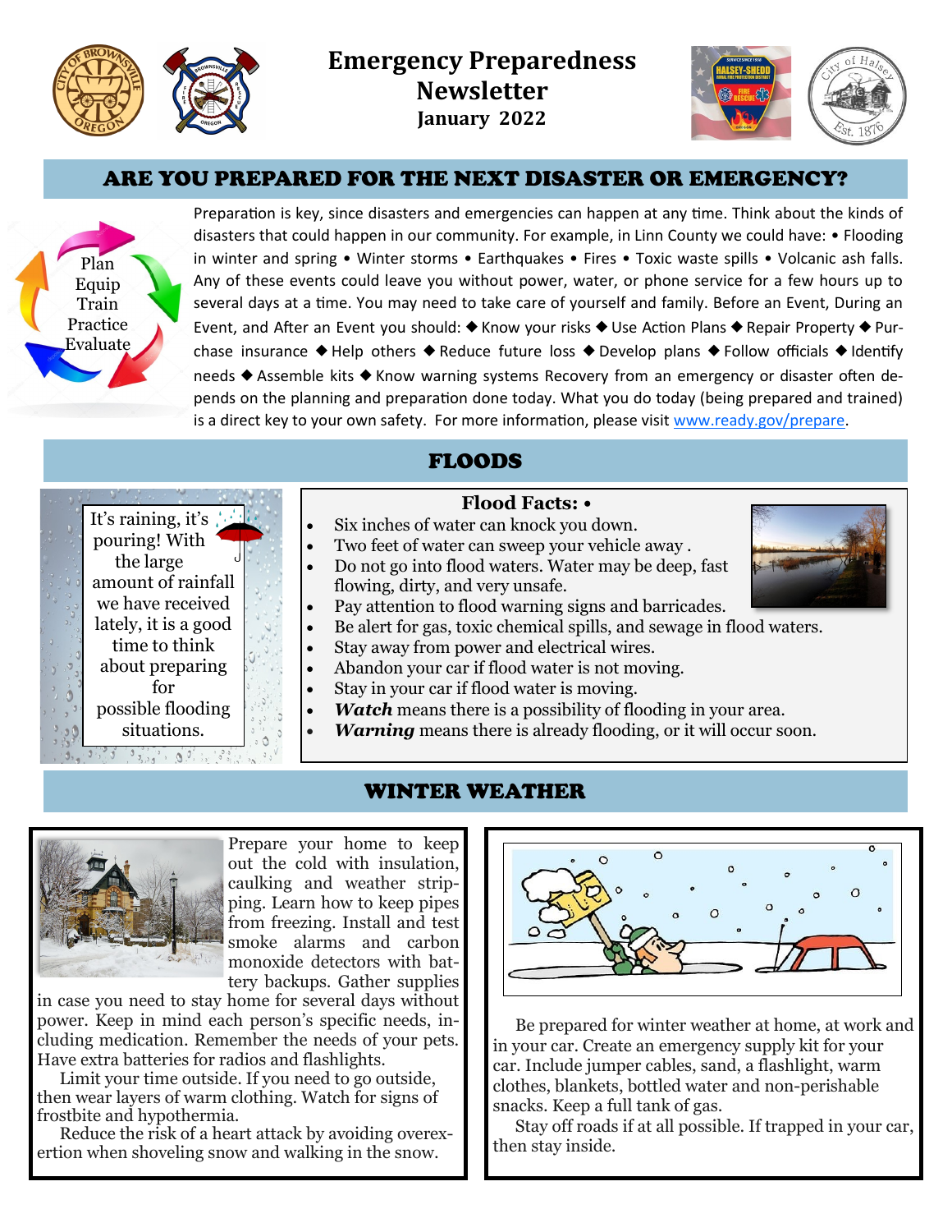# Emergency Preparedness Newsletter

**January 2022**

## ARE YOU PREPARED FOR THE NEXT DISASTER OR EMERGENCY?

Plan
Equip
Train
Practice
Evaluate

Preparation is key, since disasters and emergencies can happen at any time. Think about the kinds of disasters that could happen in our community. For example, in Linn County we could have: • Flooding in winter and spring • Winter storms • Earthquakes • Fires • Toxic waste spills • Volcanic ash falls. Any of these events could leave you without power, water, or phone service for a few hours up to several days at a time. You may need to take care of yourself and family. Before an Event, During an Event, and After an Event you should: ◆ Know your risks ◆ Use Action Plans ◆ Repair Property ◆ Purchase insurance ◆ Help others ◆ Reduce future loss ◆ Develop plans ◆ Follow officials ◆ Identify needs ◆ Assemble kits ◆ Know warning systems Recovery from an emergency or disaster often depends on the planning and preparation done today. What you do today (being prepared and trained) is a direct key to your own safety. For more information, please visit www.ready.gov/prepare.

## FLOODS

It's raining, it's pouring! With the large amount of rainfall we have received lately, it is a good time to think about preparing for possible flooding situations.

**Flood Facts: •**

- Six inches of water can knock you down.
- Two feet of water can sweep your vehicle away .
- Do not go into flood waters. Water may be deep, fast flowing, dirty, and very unsafe.
- Pay attention to flood warning signs and barricades.
- Be alert for gas, toxic chemical spills, and sewage in flood waters.
- Stay away from power and electrical wires.
- Abandon your car if flood water is not moving.
- Stay in your car if flood water is moving.
- ***Watch*** means there is a possibility of flooding in your area.
- ***Warning*** means there is already flooding, or it will occur soon.

## WINTER WEATHER

Prepare your home to keep out the cold with insulation, caulking and weather stripping. Learn how to keep pipes from freezing. Install and test smoke alarms and carbon monoxide detectors with battery backups. Gather supplies in case you need to stay home for several days without power. Keep in mind each person's specific needs, including medication. Remember the needs of your pets. Have extra batteries for radios and flashlights.

Limit your time outside. If you need to go outside, then wear layers of warm clothing. Watch for signs of frostbite and hypothermia.

Reduce the risk of a heart attack by avoiding overexertion when shoveling snow and walking in the snow.

Be prepared for winter weather at home, at work and in your car. Create an emergency supply kit for your car. Include jumper cables, sand, a flashlight, warm clothes, blankets, bottled water and non-perishable snacks. Keep a full tank of gas.

Stay off roads if at all possible. If trapped in your car, then stay inside.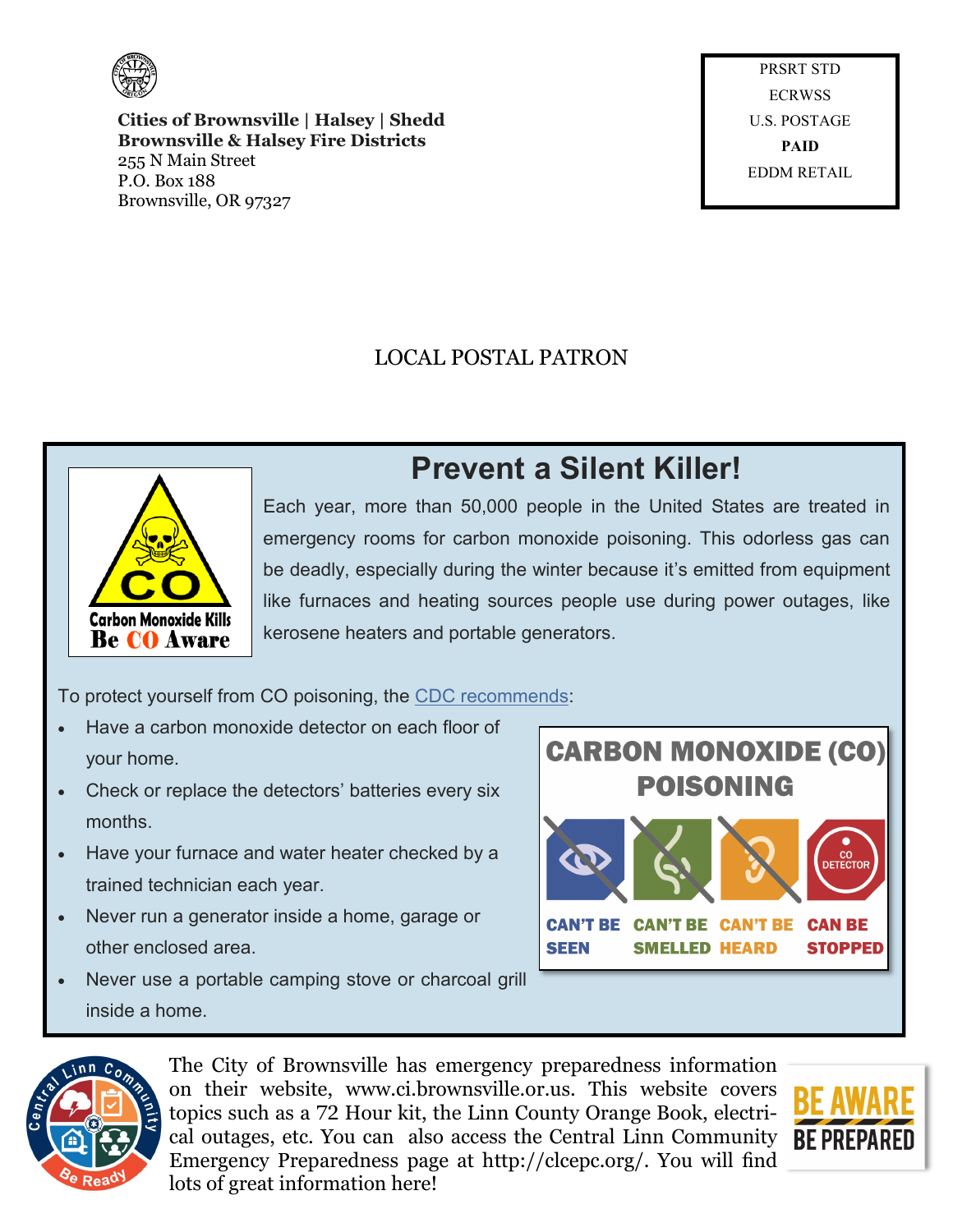**Cities of Brownsville | Halsey | Shedd**
**Brownsville & Halsey Fire Districts**
255 N Main Street
P.O. Box 188
Brownsville, OR 97327

PRSRT STD
ECRWSS
U.S. POSTAGE
**PAID**
EDDM RETAIL

LOCAL POSTAL PATRON

Carbon Monoxide Kills
Be CO Aware

# Prevent a Silent Killer!

Each year, more than 50,000 people in the United States are treated in emergency rooms for carbon monoxide poisoning. This odorless gas can be deadly, especially during the winter because it's emitted from equipment like furnaces and heating sources people use during power outages, like kerosene heaters and portable generators.

To protect yourself from CO poisoning, the CDC recommends:

- Have a carbon monoxide detector on each floor of your home.
- Check or replace the detectors' batteries every six months.
- Have your furnace and water heater checked by a trained technician each year.
- Never run a generator inside a home, garage or other enclosed area.
- Never use a portable camping stove or charcoal grill inside a home.

CARBON MONOXIDE (CO) POISONING

CAN'T BE SEEN
CAN'T BE SMELLED
CAN'T BE HEARD
CAN BE STOPPED

The City of Brownsville has emergency preparedness information on their website, www.ci.brownsville.or.us. This website covers topics such as a 72 Hour kit, the Linn County Orange Book, electrical outages, etc. You can also access the Central Linn Community Emergency Preparedness page at http://clcepc.org/. You will find lots of great information here!

BE AWARE
BE PREPARED